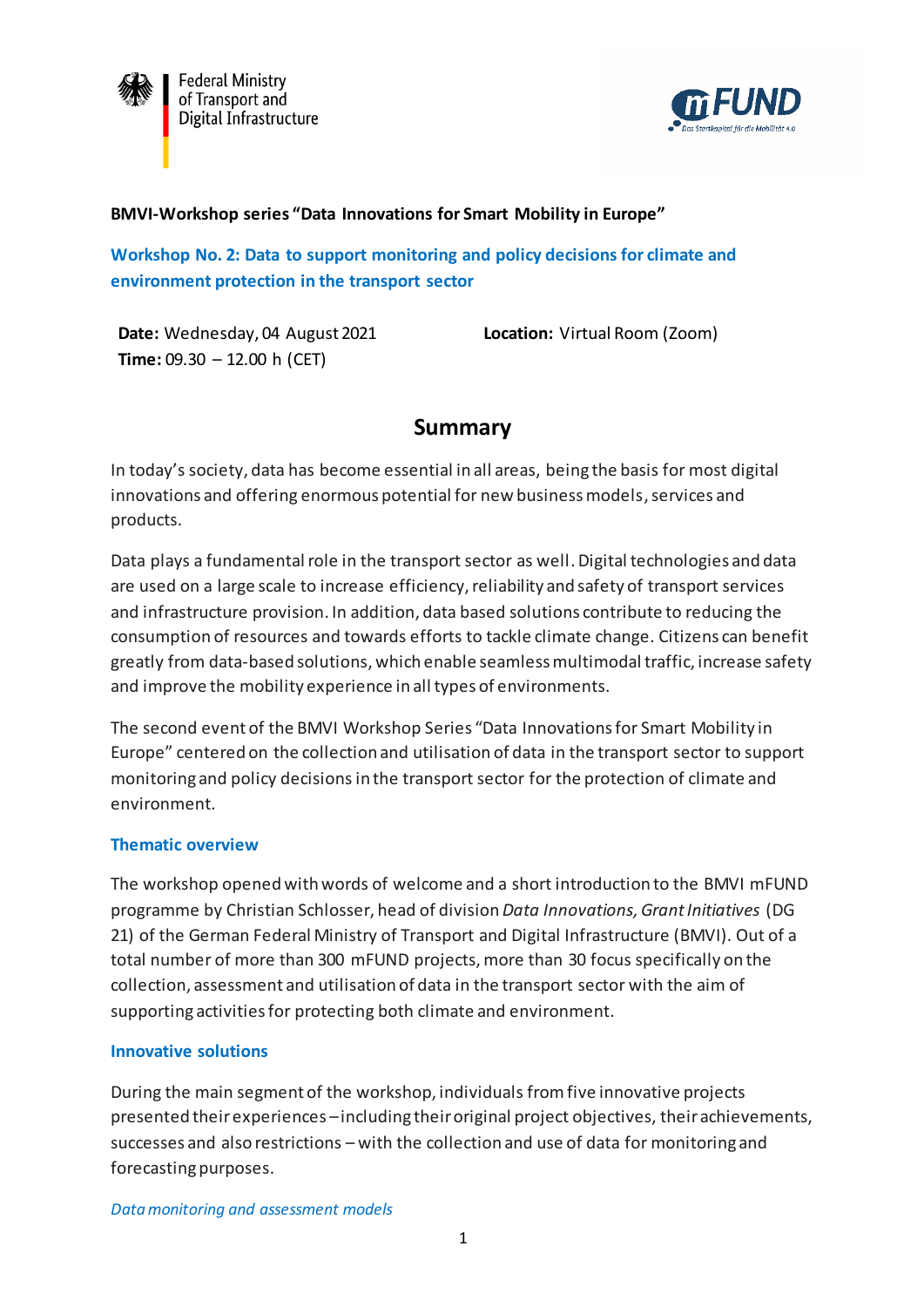**BMVI-Workshop series "Data Innovations for Smart Mobility in Europe"**

## Workshop No. 2: Data to support monitoring and policy decisions for climate and environment protection in the transport sector

**Date:** Wednesday, 04 August 2021
**Time:** 09.30 – 12.00 h (CET)

**Location:** Virtual Room (Zoom)

# Summary

In today's society, data has become essential in all areas, being the basis for most digital innovations and offering enormous potential for new business models, services and products.

Data plays a fundamental role in the transport sector as well. Digital technologies and data are used on a large scale to increase efficiency, reliability and safety of transport services and infrastructure provision. In addition, data based solutions contribute to reducing the consumption of resources and towards efforts to tackle climate change. Citizens can benefit greatly from data-based solutions, which enable seamless multimodal traffic, increase safety and improve the mobility experience in all types of environments.

The second event of the BMVI Workshop Series "Data Innovations for Smart Mobility in Europe" centered on the collection and utilisation of data in the transport sector to support monitoring and policy decisions in the transport sector for the protection of climate and environment.

## Thematic overview

The workshop opened with words of welcome and a short introduction to the BMVI mFUND programme by Christian Schlosser, head of division *Data Innovations, Grant Initiatives* (DG 21) of the German Federal Ministry of Transport and Digital Infrastructure (BMVI). Out of a total number of more than 300 mFUND projects, more than 30 focus specifically on the collection, assessment and utilisation of data in the transport sector with the aim of supporting activities for protecting both climate and environment.

## Innovative solutions

During the main segment of the workshop, individuals from five innovative projects presented their experiences – including their original project objectives, their achievements, successes and also restrictions – with the collection and use of data for monitoring and forecasting purposes.

### *Data monitoring and assessment models*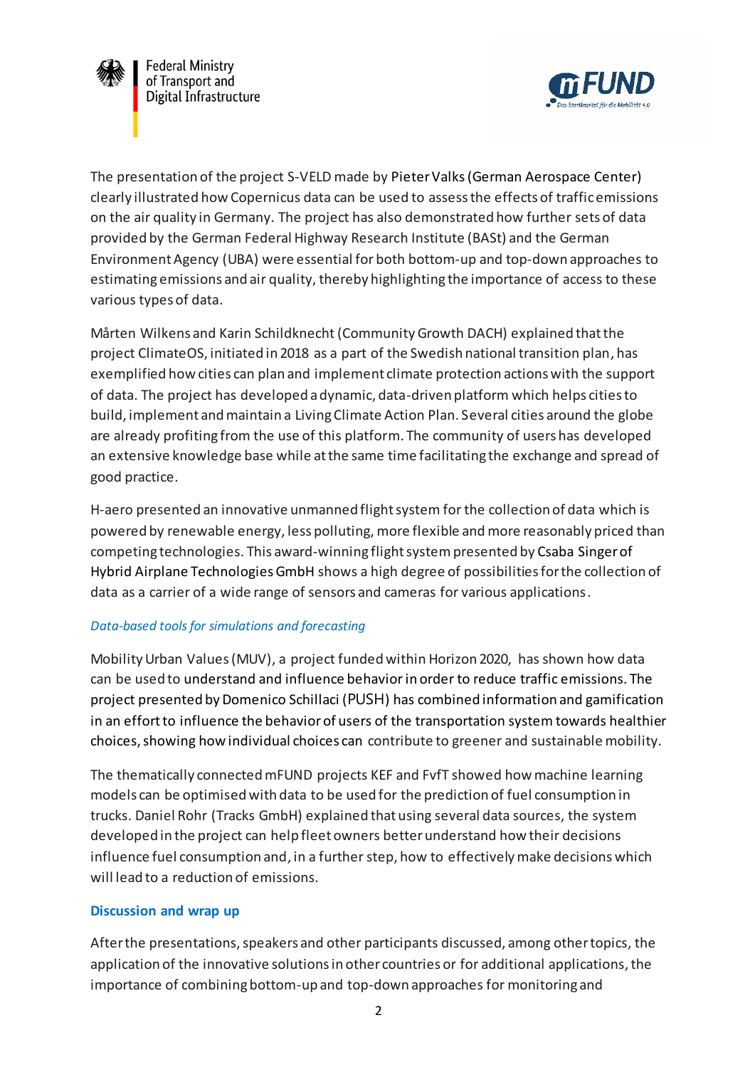The presentation of the project S-VELD made by Pieter Valks (German Aerospace Center) clearly illustrated how Copernicus data can be used to assess the effects of traffic emissions on the air quality in Germany. The project has also demonstrated how further sets of data provided by the German Federal Highway Research Institute (BASt) and the German Environment Agency (UBA) were essential for both bottom-up and top-down approaches to estimating emissions and air quality, thereby highlighting the importance of access to these various types of data.

Mårten Wilkens and Karin Schildknecht (Community Growth DACH) explained that the project ClimateOS, initiated in 2018 as a part of the Swedish national transition plan, has exemplified how cities can plan and implement climate protection actions with the support of data. The project has developed a dynamic, data-driven platform which helps cities to build, implement and maintain a Living Climate Action Plan. Several cities around the globe are already profiting from the use of this platform. The community of users has developed an extensive knowledge base while at the same time facilitating the exchange and spread of good practice.

H-aero presented an innovative unmanned flight system for the collection of data which is powered by renewable energy, less polluting, more flexible and more reasonably priced than competing technologies. This award-winning flight system presented by Csaba Singer of Hybrid Airplane Technologies GmbH shows a high degree of possibilities for the collection of data as a carrier of a wide range of sensors and cameras for various applications.

*Data-based tools for simulations and forecasting*

Mobility Urban Values (MUV), a project funded within Horizon 2020, has shown how data can be used to understand and influence behavior in order to reduce traffic emissions. The project presented by Domenico Schillaci (PUSH) has combined information and gamification in an effort to influence the behavior of users of the transportation system towards healthier choices, showing how individual choices can contribute to greener and sustainable mobility.

The thematically connected mFUND projects KEF and FvfT showed how machine learning models can be optimised with data to be used for the prediction of fuel consumption in trucks. Daniel Rohr (Tracks GmbH) explained that using several data sources, the system developed in the project can help fleet owners better understand how their decisions influence fuel consumption and, in a further step, how to effectively make decisions which will lead to a reduction of emissions.

**Discussion and wrap up**

After the presentations, speakers and other participants discussed, among other topics, the application of the innovative solutions in other countries or for additional applications, the importance of combining bottom-up and top-down approaches for monitoring and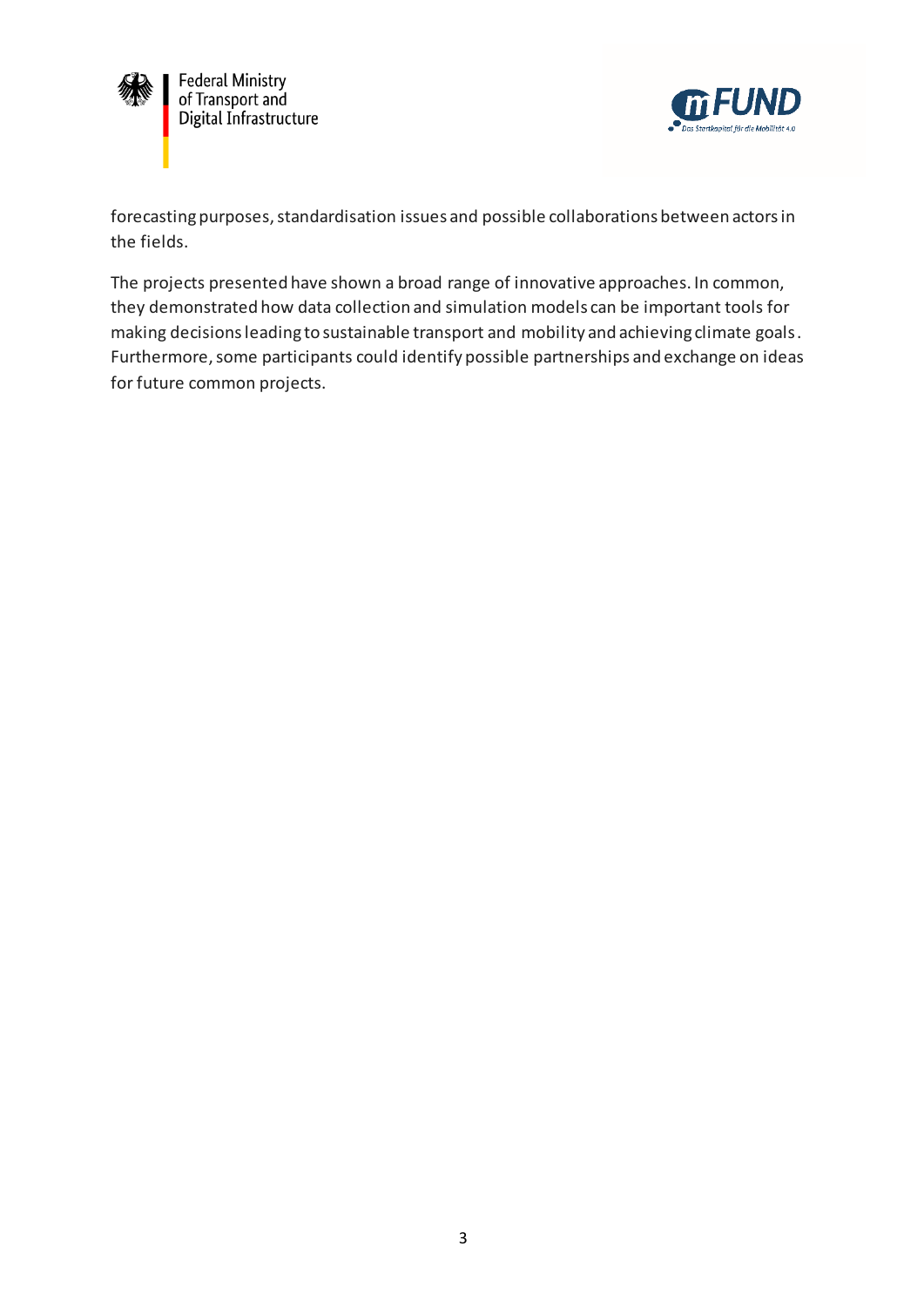forecasting purposes, standardisation issues and possible collaborations between actors in the fields.

The projects presented have shown a broad range of innovative approaches. In common, they demonstrated how data collection and simulation models can be important tools for making decisions leading to sustainable transport and mobility and achieving climate goals. Furthermore, some participants could identify possible partnerships and exchange on ideas for future common projects.